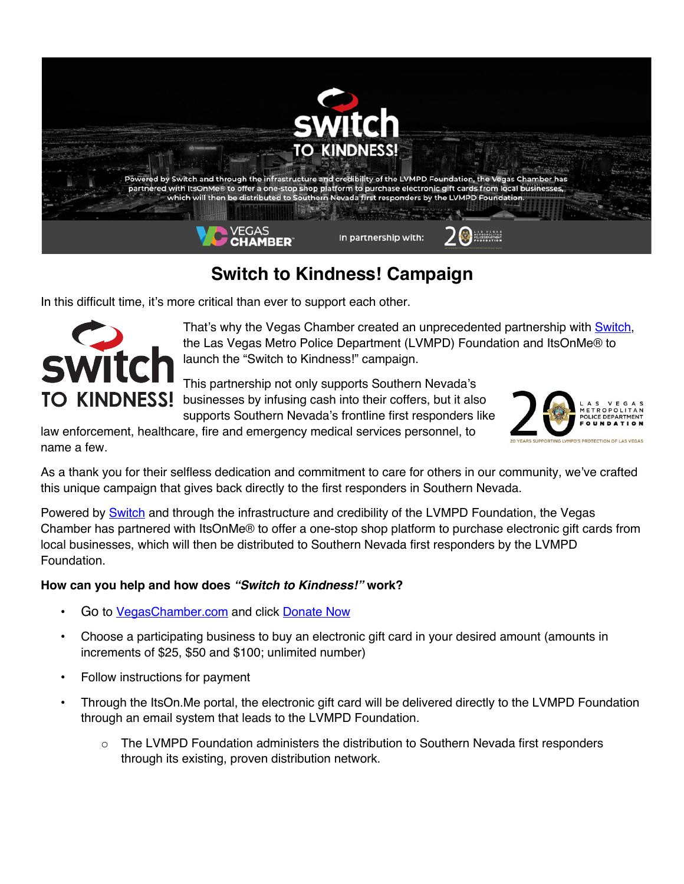# Switch to Kindness! Campaign

In this difficult time, it's more critical than ever to support each other.

That's why the Vegas Chamber created an unprecedented partnership with Switch, the Las Vegas Metro Police Department (LVMPD) Foundation and ItsOnMe® to launch the "Switch to Kindness!" campaign.

This partnership not only supports Southern Nevada's businesses by infusing cash into their coffers, but it also supports Southern Nevada's frontline first responders like law enforcement, healthcare, fire and emergency medical services personnel, to name a few.

As a thank you for their selfless dedication and commitment to care for others in our community, we've crafted this unique campaign that gives back directly to the first responders in Southern Nevada.

Powered by Switch and through the infrastructure and credibility of the LVMPD Foundation, the Vegas Chamber has partnered with ItsOnMe® to offer a one-stop shop platform to purchase electronic gift cards from local businesses, which will then be distributed to Southern Nevada first responders by the LVMPD Foundation.

**How can you help and how does *"Switch to Kindness!"* work?**

- Go to VegasChamber.com and click Donate Now
- Choose a participating business to buy an electronic gift card in your desired amount (amounts in increments of $25, $50 and $100; unlimited number)
- Follow instructions for payment
- Through the ItsOn.Me portal, the electronic gift card will be delivered directly to the LVMPD Foundation through an email system that leads to the LVMPD Foundation.
  - The LVMPD Foundation administers the distribution to Southern Nevada first responders through its existing, proven distribution network.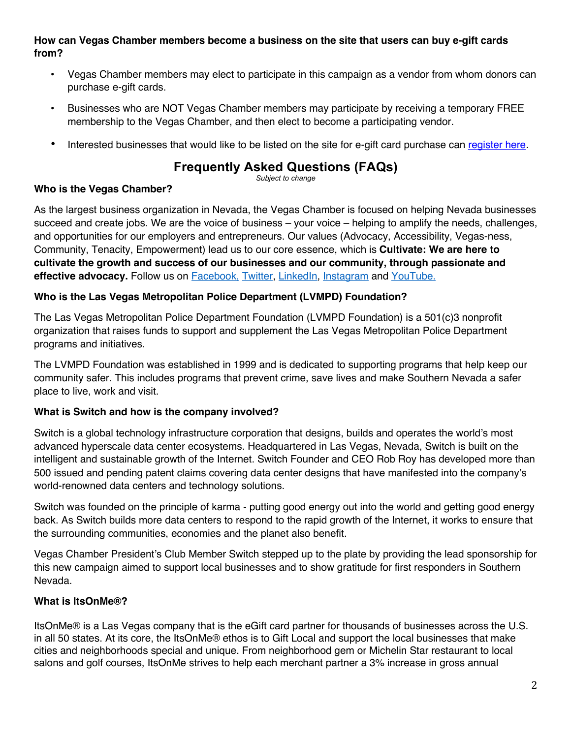**How can Vegas Chamber members become a business on the site that users can buy e-gift cards from?**

- Vegas Chamber members may elect to participate in this campaign as a vendor from whom donors can purchase e-gift cards.
- Businesses who are NOT Vegas Chamber members may participate by receiving a temporary FREE membership to the Vegas Chamber, and then elect to become a participating vendor.
- Interested businesses that would like to be listed on the site for e-gift card purchase can register here.

# Frequently Asked Questions (FAQs)

*Subject to change*

**Who is the Vegas Chamber?**

As the largest business organization in Nevada, the Vegas Chamber is focused on helping Nevada businesses succeed and create jobs. We are the voice of business – your voice – helping to amplify the needs, challenges, and opportunities for our employers and entrepreneurs. Our values (Advocacy, Accessibility, Vegas-ness, Community, Tenacity, Empowerment) lead us to our core essence, which is **Cultivate: We are here to cultivate the growth and success of our businesses and our community, through passionate and effective advocacy.** Follow us on Facebook, Twitter, LinkedIn, Instagram and YouTube.

**Who is the Las Vegas Metropolitan Police Department (LVMPD) Foundation?**

The Las Vegas Metropolitan Police Department Foundation (LVMPD Foundation) is a 501(c)3 nonprofit organization that raises funds to support and supplement the Las Vegas Metropolitan Police Department programs and initiatives.

The LVMPD Foundation was established in 1999 and is dedicated to supporting programs that help keep our community safer. This includes programs that prevent crime, save lives and make Southern Nevada a safer place to live, work and visit.

**What is Switch and how is the company involved?**

Switch is a global technology infrastructure corporation that designs, builds and operates the world's most advanced hyperscale data center ecosystems. Headquartered in Las Vegas, Nevada, Switch is built on the intelligent and sustainable growth of the Internet. Switch Founder and CEO Rob Roy has developed more than 500 issued and pending patent claims covering data center designs that have manifested into the company's world-renowned data centers and technology solutions.

Switch was founded on the principle of karma - putting good energy out into the world and getting good energy back. As Switch builds more data centers to respond to the rapid growth of the Internet, it works to ensure that the surrounding communities, economies and the planet also benefit.

Vegas Chamber President's Club Member Switch stepped up to the plate by providing the lead sponsorship for this new campaign aimed to support local businesses and to show gratitude for first responders in Southern Nevada.

**What is ItsOnMe®?**

ItsOnMe® is a Las Vegas company that is the eGift card partner for thousands of businesses across the U.S. in all 50 states. At its core, the ItsOnMe® ethos is to Gift Local and support the local businesses that make cities and neighborhoods special and unique. From neighborhood gem or Michelin Star restaurant to local salons and golf courses, ItsOnMe strives to help each merchant partner a 3% increase in gross annual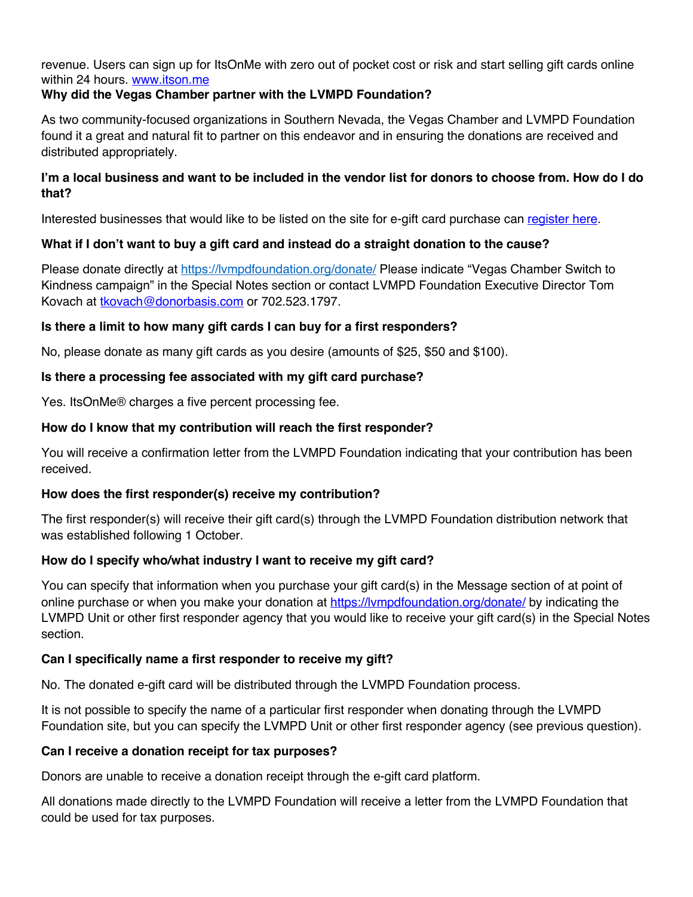revenue. Users can sign up for ItsOnMe with zero out of pocket cost or risk and start selling gift cards online within 24 hours. [www.itson.me](http://www.itson.me)

**Why did the Vegas Chamber partner with the LVMPD Foundation?**

As two community-focused organizations in Southern Nevada, the Vegas Chamber and LVMPD Foundation found it a great and natural fit to partner on this endeavor and in ensuring the donations are received and distributed appropriately.

**I'm a local business and want to be included in the vendor list for donors to choose from. How do I do that?**

Interested businesses that would like to be listed on the site for e-gift card purchase can register here.

**What if I don't want to buy a gift card and instead do a straight donation to the cause?**

Please donate directly at [https://lvmpdfoundation.org/donate/](https://lvmpdfoundation.org/donate/) Please indicate "Vegas Chamber Switch to Kindness campaign" in the Special Notes section or contact LVMPD Foundation Executive Director Tom Kovach at [tkovach@donorbasis.com](mailto:tkovach@donorbasis.com) or 702.523.1797.

**Is there a limit to how many gift cards I can buy for a first responders?**

No, please donate as many gift cards as you desire (amounts of $25, $50 and $100).

**Is there a processing fee associated with my gift card purchase?**

Yes. ItsOnMe® charges a five percent processing fee.

**How do I know that my contribution will reach the first responder?**

You will receive a confirmation letter from the LVMPD Foundation indicating that your contribution has been received.

**How does the first responder(s) receive my contribution?**

The first responder(s) will receive their gift card(s) through the LVMPD Foundation distribution network that was established following 1 October.

**How do I specify who/what industry I want to receive my gift card?**

You can specify that information when you purchase your gift card(s) in the Message section of at point of online purchase or when you make your donation at [https://lvmpdfoundation.org/donate/](https://lvmpdfoundation.org/donate/) by indicating the LVMPD Unit or other first responder agency that you would like to receive your gift card(s) in the Special Notes section.

**Can I specifically name a first responder to receive my gift?**

No. The donated e-gift card will be distributed through the LVMPD Foundation process.

It is not possible to specify the name of a particular first responder when donating through the LVMPD Foundation site, but you can specify the LVMPD Unit or other first responder agency (see previous question).

**Can I receive a donation receipt for tax purposes?**

Donors are unable to receive a donation receipt through the e-gift card platform.

All donations made directly to the LVMPD Foundation will receive a letter from the LVMPD Foundation that could be used for tax purposes.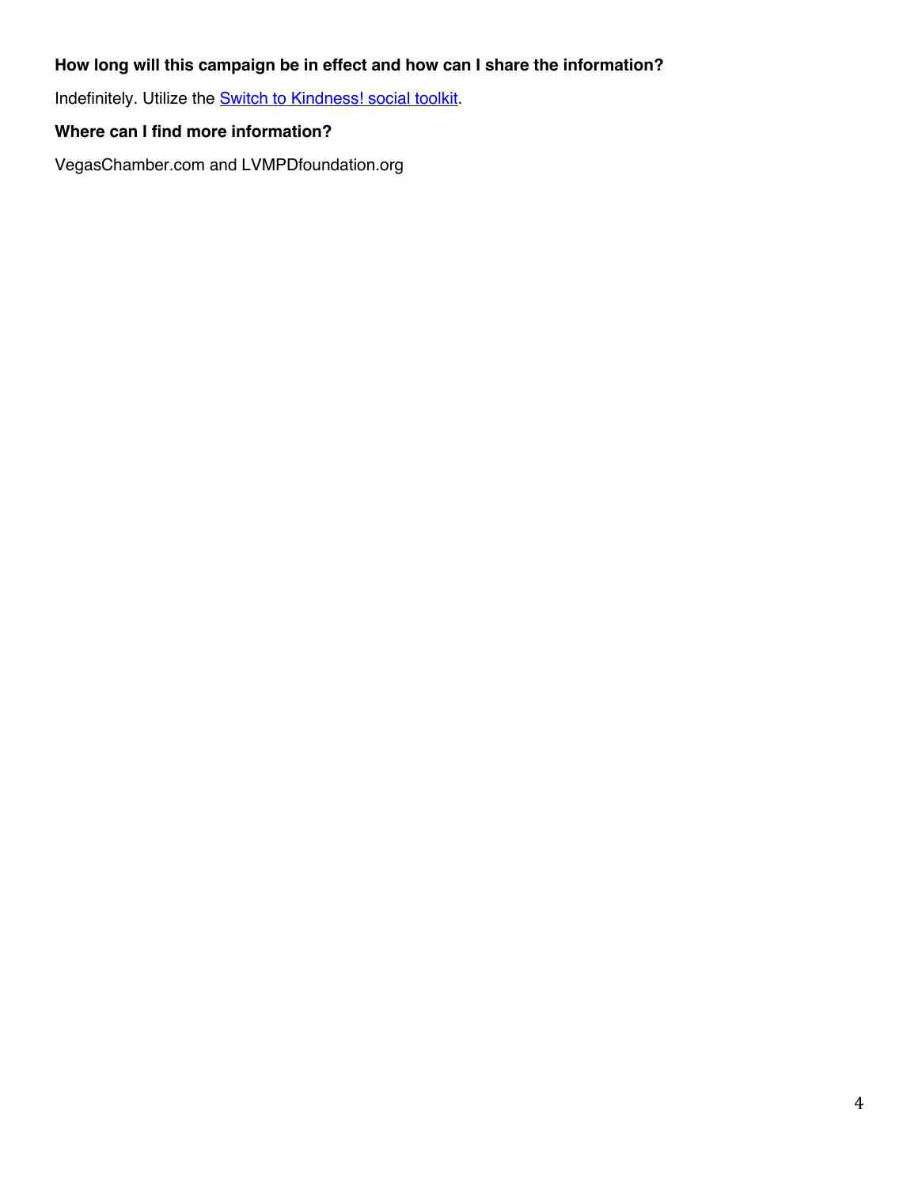**How long will this campaign be in effect and how can I share the information?**

Indefinitely. Utilize the Switch to Kindness! social toolkit.

**Where can I find more information?**

VegasChamber.com and LVMPDfoundation.org